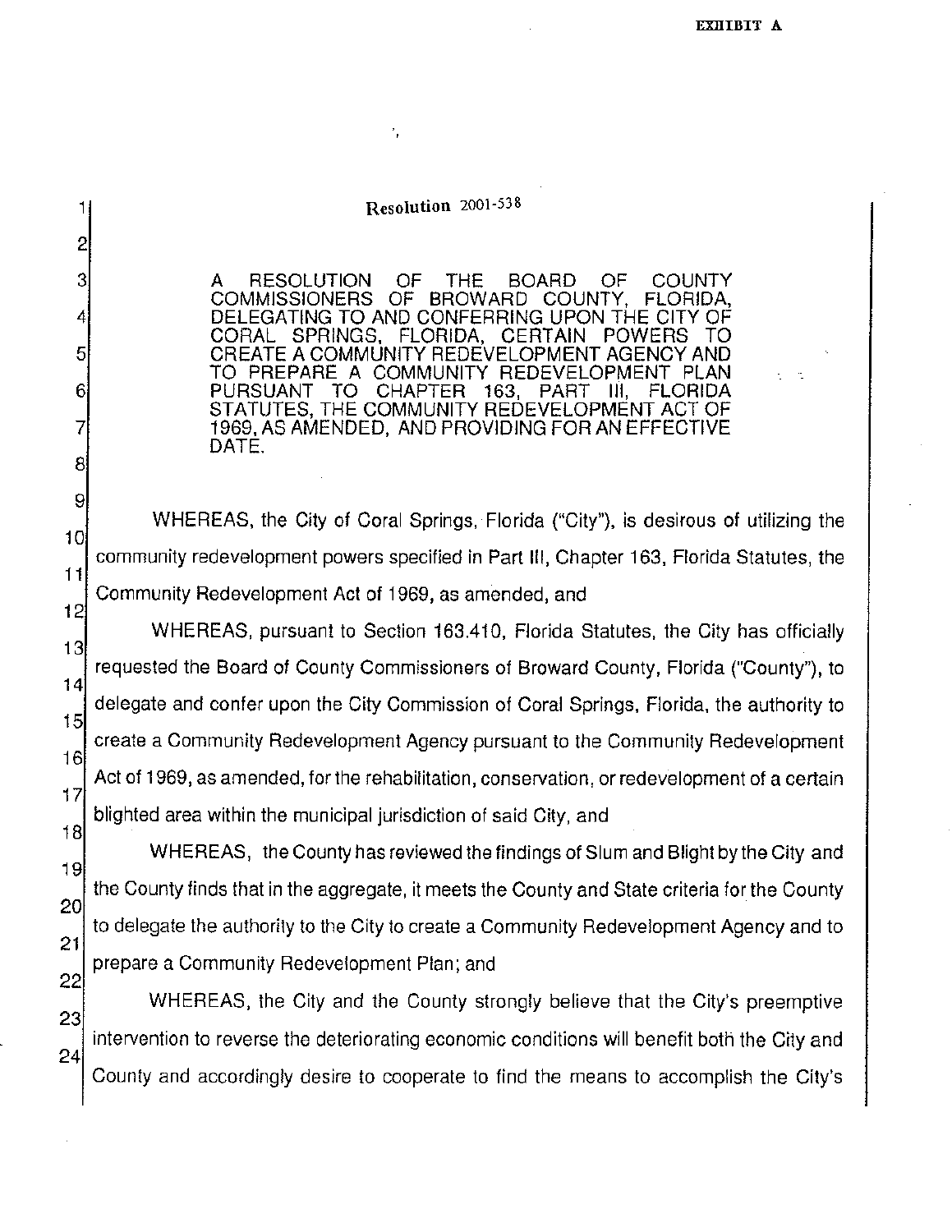EXHIBIT A

# Resolution 2001-538

A RESOLUTION OF THE BOARD OF COUNTY COMMISSIONERS OF BROWARD COUNTY, FLORIDA, DELEGATING TO AND CONFERRING UPON THE CITY OF CORAL SPRINGS, FLORIDA, CERTAIN POWERS TO CREATE A COMMUNITY REDEVELOPMENT AGENCY AND TO PREPARE A COMMUNITY REDEVELOPMENT PLAN PURSUANT TO CHAPTER 163, PART III, FLORIDA STATUTES, THE COMMUNITY REDEVELOPMENT ACT OF 1969, AS AMENDED, AND PROVIDING FOR AN EFFECTIVE DATE.

WHEREAS, the City of Coral Springs, Florida ("City"), is desirous of utilizing the community redevelopment powers specified in Part III, Chapter 163, Florida Statutes, the Community Redevelopment Act of 1969, as amended, and

WHEREAS, pursuant to Section 163.410, Florida Statutes, the City has officially requested the Board of County Commissioners of Broward County, Florida ("County"), to delegate and confer upon the City Commission of Coral Springs, Florida, the authority to create a Community Redevelopment Agency pursuant to the Community Redevelopment Act of 1969, as amended, for the rehabilitation, conservation, or redevelopment of a certain blighted area within the municipal jurisdiction of said City, and

WHEREAS, the County has reviewed the findings of Slum and Blight by the City and the County finds that in the aggregate, it meets the County and State criteria for the County to delegate the authority to the City to create a Community Redevelopment Agency and to prepare a Community Redevelopment Plan; and

WHEREAS, the City and the County strongly believe that the City's preemptive intervention to reverse the deteriorating economic conditions will benefit both the City and County and accordingly desire to cooperate to find the means to accomplish the City's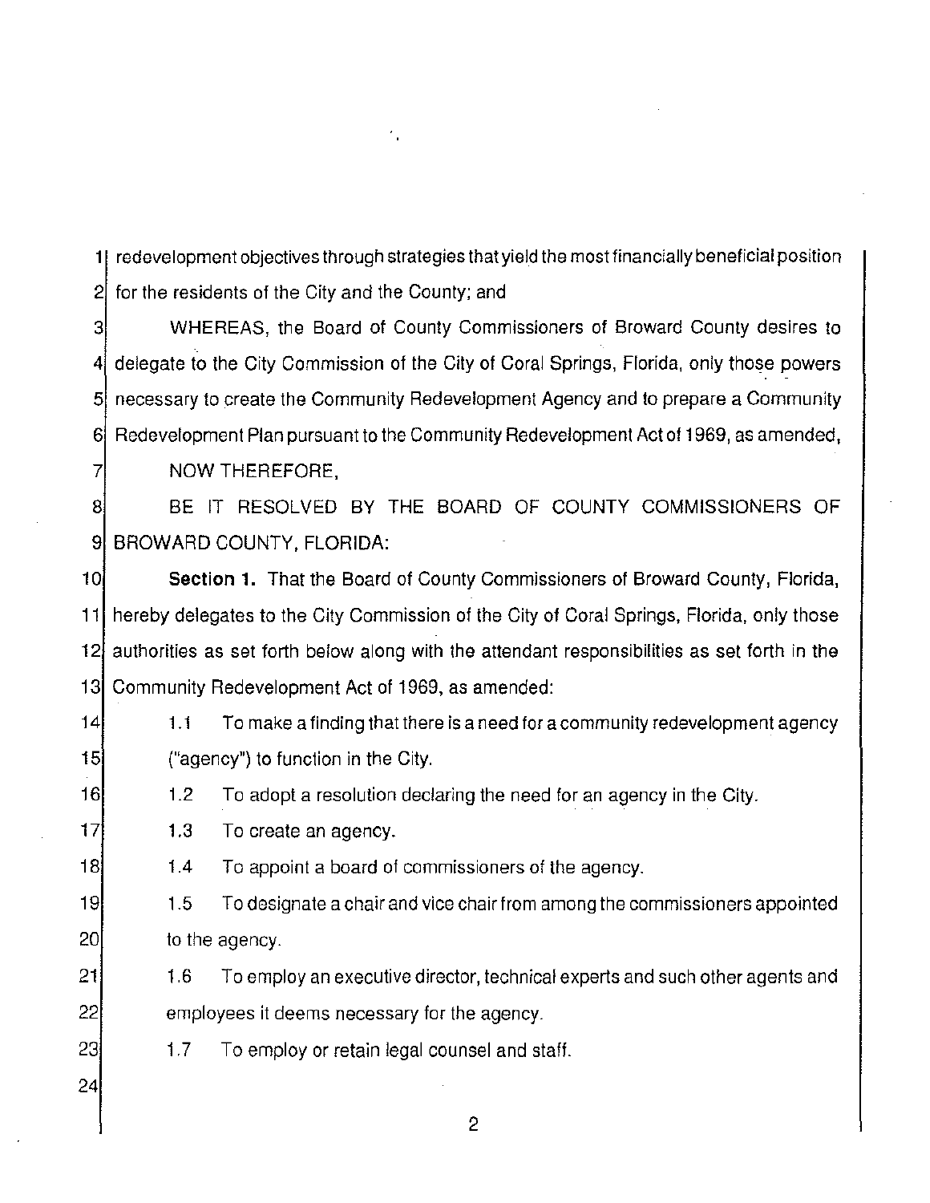redevelopment objectives through strategies that yield the most financially beneficial position for the residents of the City and the County; and

WHEREAS, the Board of County Commissioners of Broward County desires to delegate to the City Commission of the City of Coral Springs, Florida, only those powers necessary to create the Community Redevelopment Agency and to prepare a Community Redevelopment Plan pursuant to the Community Redevelopment Act of 1969, as amended,

NOW THEREFORE,

BE IT RESOLVED BY THE BOARD OF COUNTY COMMISSIONERS OF BROWARD COUNTY, FLORIDA:

**Section 1.** That the Board of County Commissioners of Broward County, Florida, hereby delegates to the City Commission of the City of Coral Springs, Florida, only those authorities as set forth below along with the attendant responsibilities as set forth in the Community Redevelopment Act of 1969, as amended:

1.1 To make a finding that there is a need for a community redevelopment agency ("agency") to function in the City.

1.2 To adopt a resolution declaring the need for an agency in the City.

1.3 To create an agency.

1.4 To appoint a board of commissioners of the agency.

1.5 To designate a chair and vice chair from among the commissioners appointed to the agency.

1.6 To employ an executive director, technical experts and such other agents and employees it deems necessary for the agency.

1.7 To employ or retain legal counsel and staff.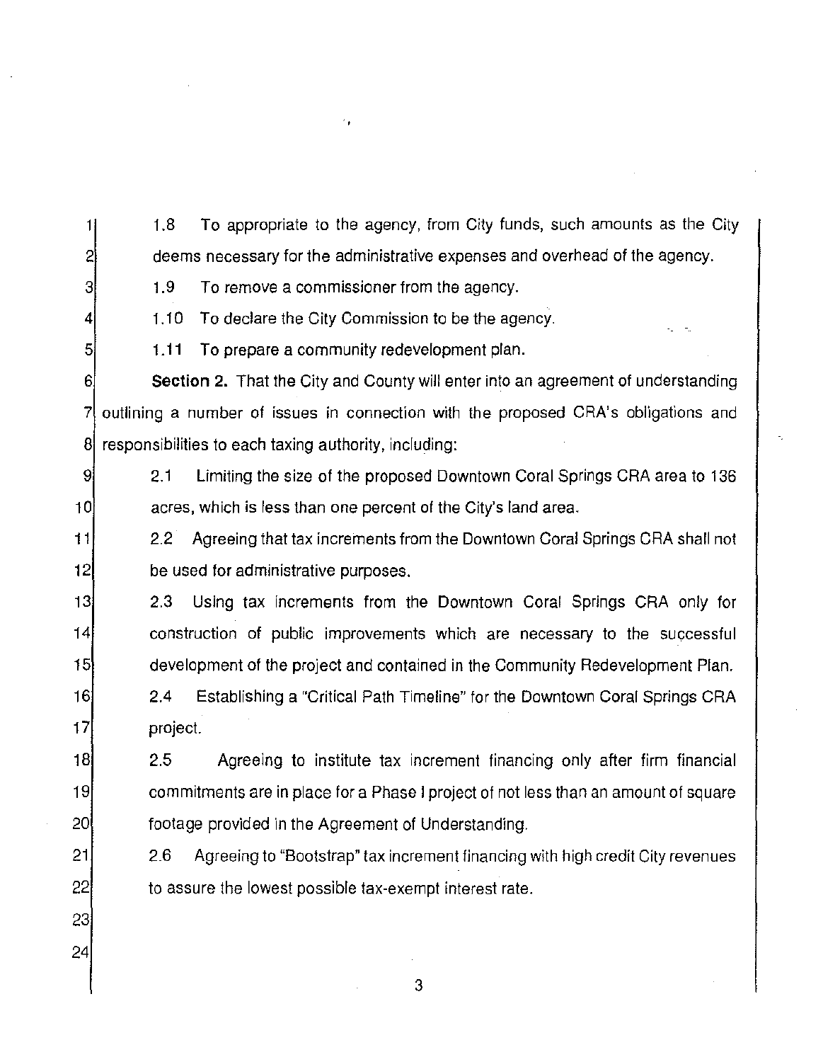1.8 To appropriate to the agency, from City funds, such amounts as the City deems necessary for the administrative expenses and overhead of the agency.

1.9 To remove a commissioner from the agency.

1.10 To declare the City Commission to be the agency.

1.11 To prepare a community redevelopment plan.

**Section 2.** That the City and County will enter into an agreement of understanding outlining a number of issues in connection with the proposed CRA's obligations and responsibilities to each taxing authority, including:

2.1 Limiting the size of the proposed Downtown Coral Springs CRA area to 136 acres, which is less than one percent of the City's land area.

2.2 Agreeing that tax increments from the Downtown Coral Springs CRA shall not be used for administrative purposes.

2.3 Using tax increments from the Downtown Coral Springs CRA only for construction of public improvements which are necessary to the successful development of the project and contained in the Community Redevelopment Plan.

2.4 Establishing a "Critical Path Timeline" for the Downtown Coral Springs CRA project.

2.5 Agreeing to institute tax increment financing only after firm financial commitments are in place for a Phase I project of not less than an amount of square footage provided in the Agreement of Understanding.

2.6 Agreeing to "Bootstrap" tax increment financing with high credit City revenues to assure the lowest possible tax-exempt interest rate.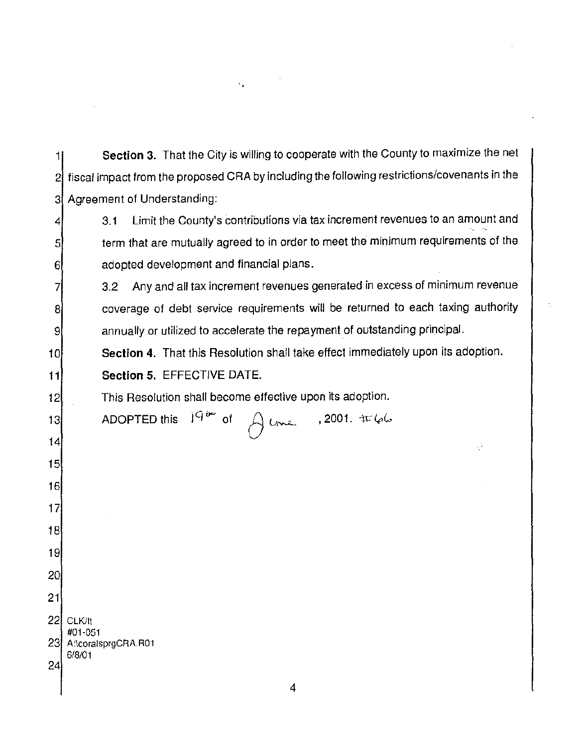**Section 3.** That the City is willing to cooperate with the County to maximize the net fiscal impact from the proposed CRA by including the following restrictions/covenants in the Agreement of Understanding:

3.1 Limit the County's contributions via tax increment revenues to an amount and term that are mutually agreed to in order to meet the minimum requirements of the adopted development and financial plans.

3.2 Any and all tax increment revenues generated in excess of minimum revenue coverage of debt service requirements will be returned to each taxing authority annually or utilized to accelerate the repayment of outstanding principal.

**Section 4.** That this Resolution shall take effect immediately upon its adoption.

**Section 5.** EFFECTIVE DATE.

This Resolution shall become effective upon its adoption.

ADOPTED this 19th of June, 2001. #66

CLK/lt
#01-051
A:\coralsprgCRA.R01
6/8/01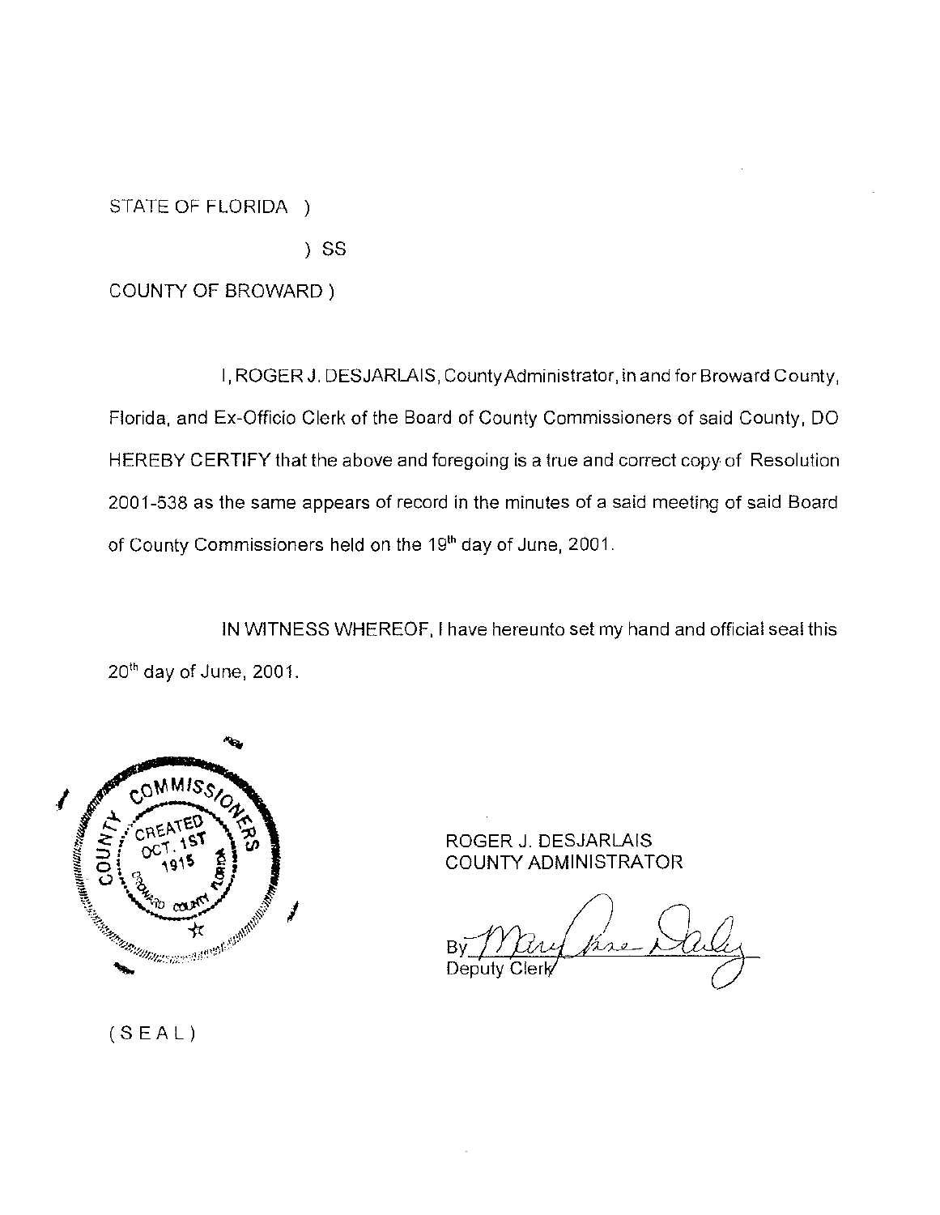STATE OF FLORIDA )

) SS

COUNTY OF BROWARD )

I, ROGER J. DESJARLAIS, County Administrator, in and for Broward County, Florida, and Ex-Officio Clerk of the Board of County Commissioners of said County, DO HEREBY CERTIFY that the above and foregoing is a true and correct copy of Resolution 2001-538 as the same appears of record in the minutes of a said meeting of said Board of County Commissioners held on the 19th day of June, 2001.

IN WITNESS WHEREOF, I have hereunto set my hand and official seal this 20th day of June, 2001.

COUNTY COMMISSIONERS CREATED OCT. 1ST 1915 BROWARD COUNTY FLORIDA

ROGER J. DESJARLAIS
COUNTY ADMINISTRATOR

By Mary Rose Daly
Deputy Clerk

(SEAL)